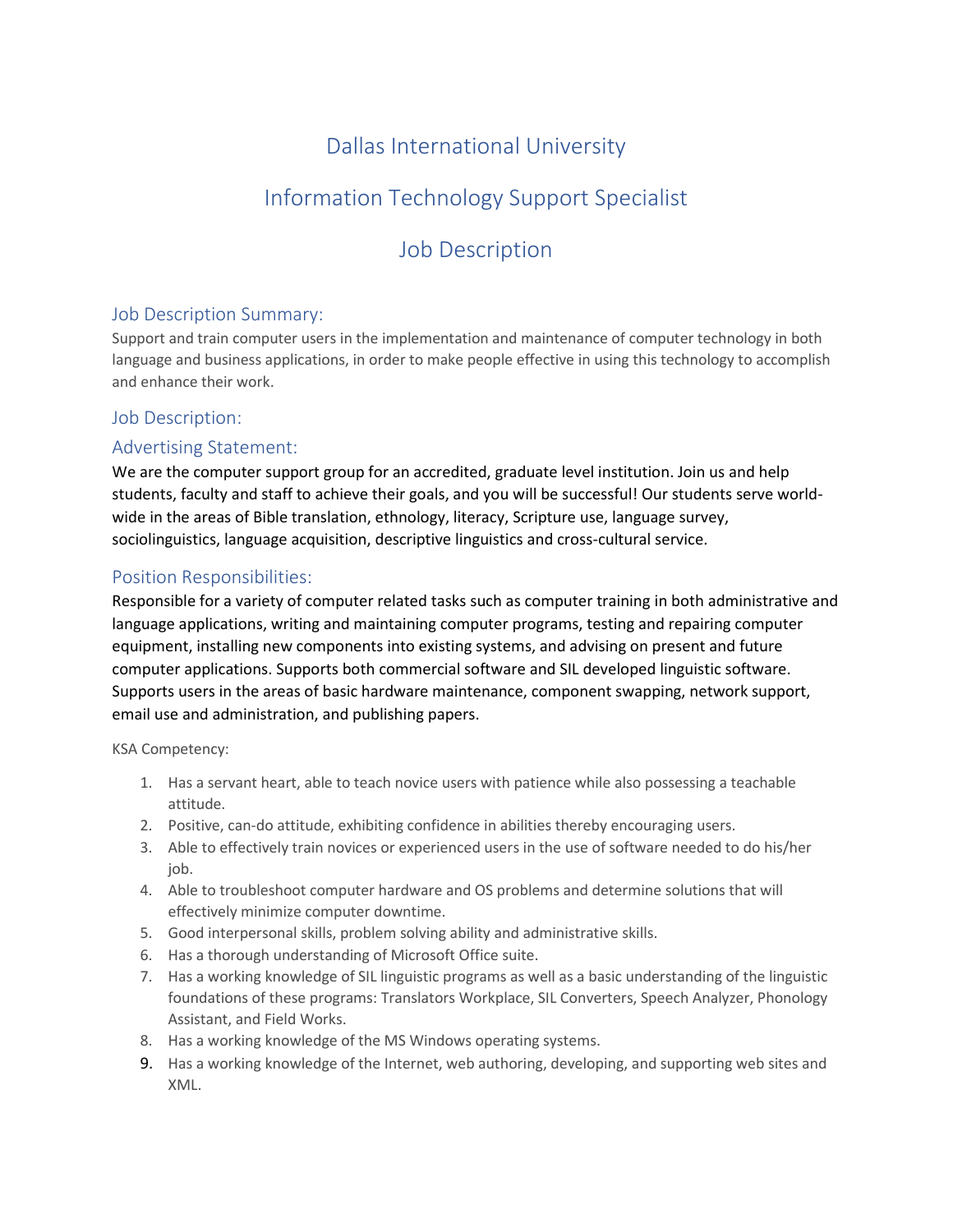# Dallas International University

# Information Technology Support Specialist

# Job Description

## Job Description Summary:

Support and train computer users in the implementation and maintenance of computer technology in both language and business applications, in order to make people effective in using this technology to accomplish and enhance their work.

## Job Description:

## Advertising Statement:

We are the computer support group for an accredited, graduate level institution. Join us and help students, faculty and staff to achieve their goals, and you will be successful! Our students serve world-wide in the areas of Bible translation, ethnology, literacy, Scripture use, language survey, sociolinguistics, language acquisition, descriptive linguistics and cross-cultural service.

## Position Responsibilities:

Responsible for a variety of computer related tasks such as computer training in both administrative and language applications, writing and maintaining computer programs, testing and repairing computer equipment, installing new components into existing systems, and advising on present and future computer applications. Supports both commercial software and SIL developed linguistic software. Supports users in the areas of basic hardware maintenance, component swapping, network support, email use and administration, and publishing papers.

KSA Competency:

1. Has a servant heart, able to teach novice users with patience while also possessing a teachable attitude.
2. Positive, can-do attitude, exhibiting confidence in abilities thereby encouraging users.
3. Able to effectively train novices or experienced users in the use of software needed to do his/her job.
4. Able to troubleshoot computer hardware and OS problems and determine solutions that will effectively minimize computer downtime.
5. Good interpersonal skills, problem solving ability and administrative skills.
6. Has a thorough understanding of Microsoft Office suite.
7. Has a working knowledge of SIL linguistic programs as well as a basic understanding of the linguistic foundations of these programs: Translators Workplace, SIL Converters, Speech Analyzer, Phonology Assistant, and Field Works.
8. Has a working knowledge of the MS Windows operating systems.
9. Has a working knowledge of the Internet, web authoring, developing, and supporting web sites and XML.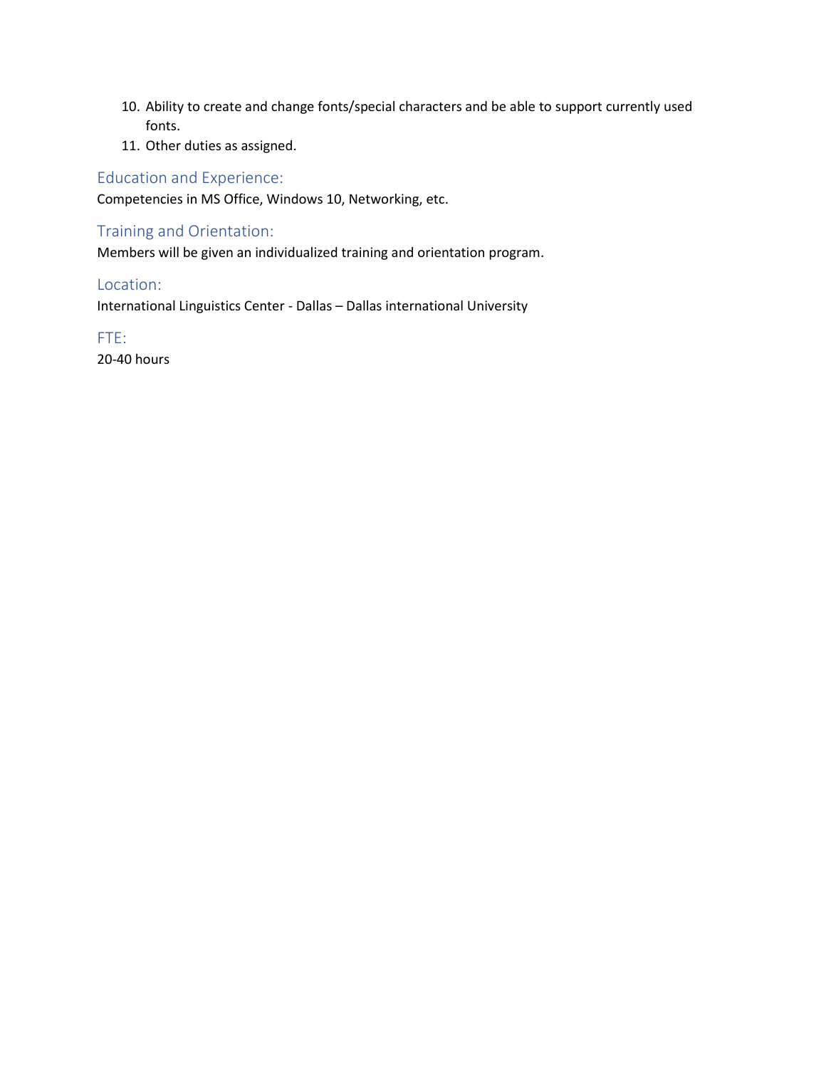10. Ability to create and change fonts/special characters and be able to support currently used fonts.
11. Other duties as assigned.

## Education and Experience:

Competencies in MS Office, Windows 10, Networking, etc.

## Training and Orientation:

Members will be given an individualized training and orientation program.

## Location:

International Linguistics Center - Dallas – Dallas international University

## FTE:

20-40 hours